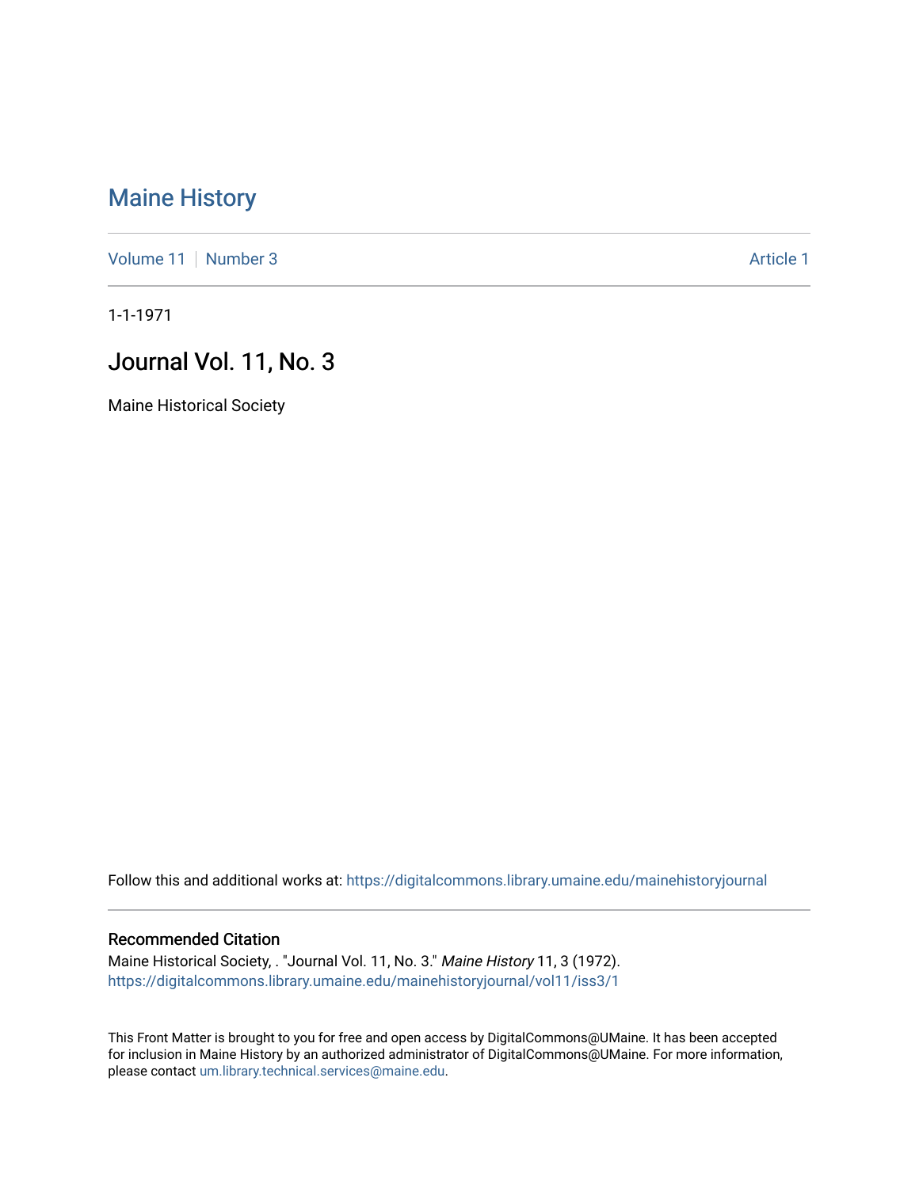# Maine History

Volume 11 | Number 3 | Article 1

1-1-1971

## Journal Vol. 11, No. 3

Maine Historical Society

Follow this and additional works at: https://digitalcommons.library.umaine.edu/mainehistoryjournal

### Recommended Citation

Maine Historical Society, . "Journal Vol. 11, No. 3." *Maine History* 11, 3 (1972).
https://digitalcommons.library.umaine.edu/mainehistoryjournal/vol11/iss3/1

This Front Matter is brought to you for free and open access by DigitalCommons@UMaine. It has been accepted for inclusion in Maine History by an authorized administrator of DigitalCommons@UMaine. For more information, please contact um.library.technical.services@maine.edu.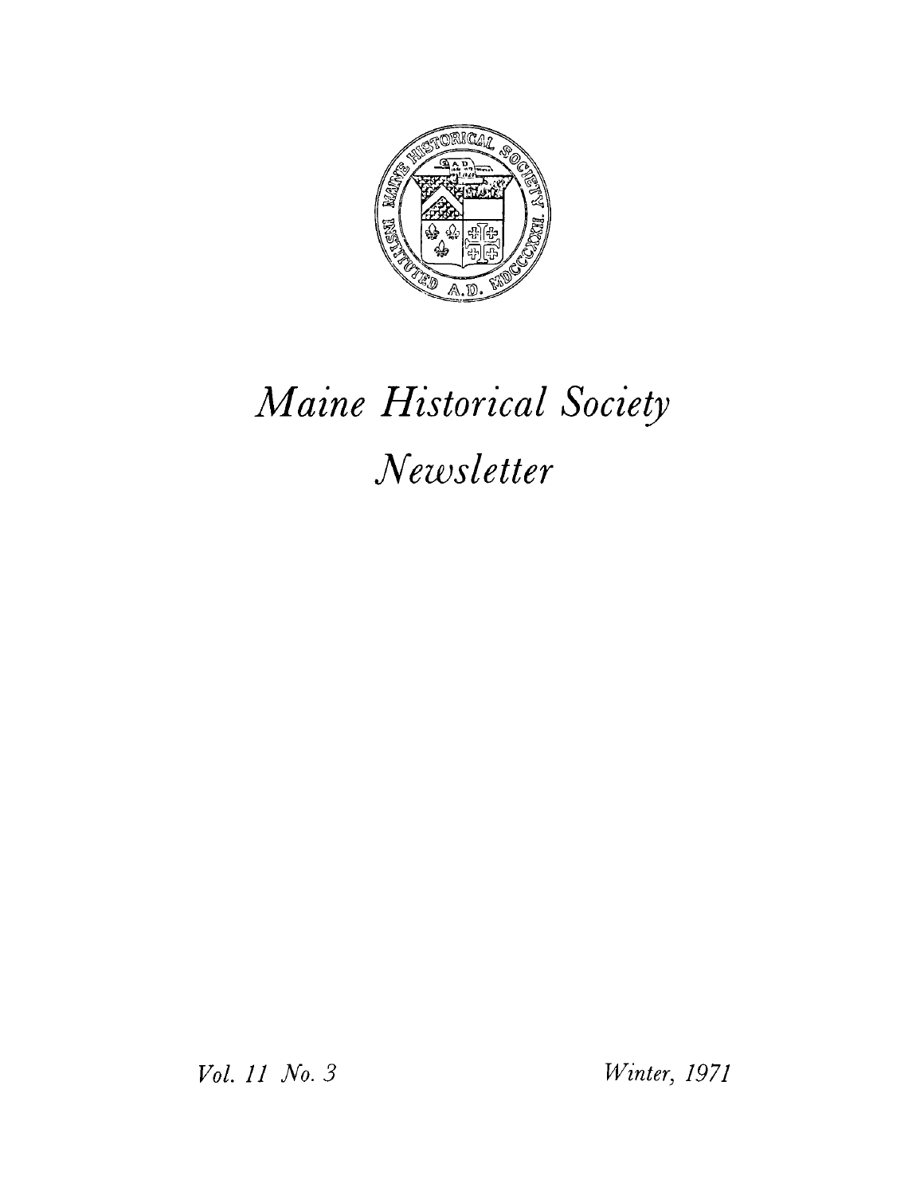# *Maine Historical Society*

# *Newsletter*

*Vol. 11 No. 3*

*Winter, 1971*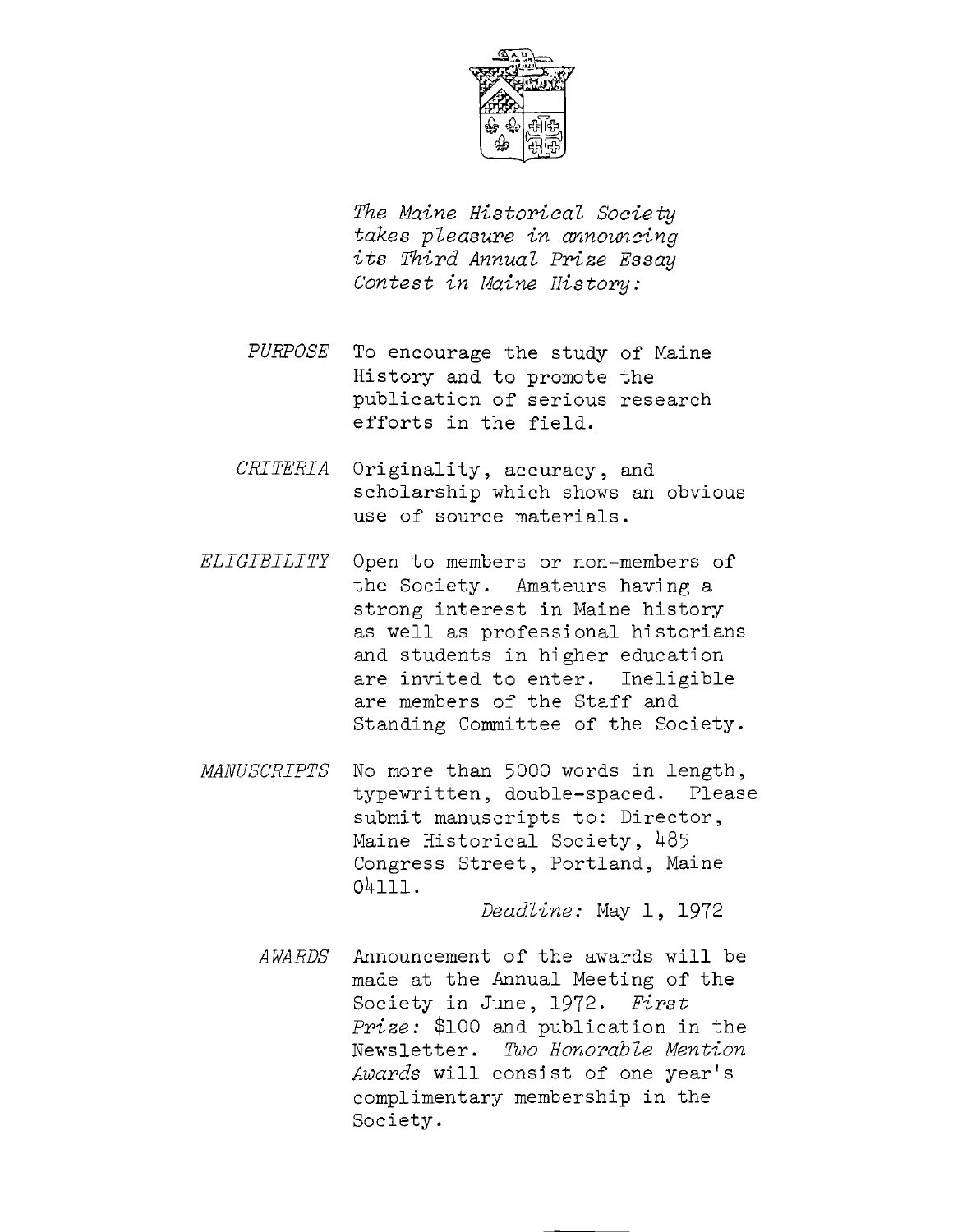*The Maine Historical Society takes pleasure in announcing its Third Annual Prize Essay Contest in Maine History:*

*PURPOSE* To encourage the study of Maine History and to promote the publication of serious research efforts in the field.

*CRITERIA* Originality, accuracy, and scholarship which shows an obvious use of source materials.

*ELIGIBILITY* Open to members or non-members of the Society. Amateurs having a strong interest in Maine history as well as professional historians and students in higher education are invited to enter. Ineligible are members of the Staff and Standing Committee of the Society.

*MANUSCRIPTS* No more than 5000 words in length, typewritten, double-spaced. Please submit manuscripts to: Director, Maine Historical Society, 485 Congress Street, Portland, Maine 04111.

*Deadline:* May 1, 1972

*AWARDS* Announcement of the awards will be made at the Annual Meeting of the Society in June, 1972. *First Prize:* $100 and publication in the Newsletter. *Two Honorable Mention Awards* will consist of one year's complimentary membership in the Society.